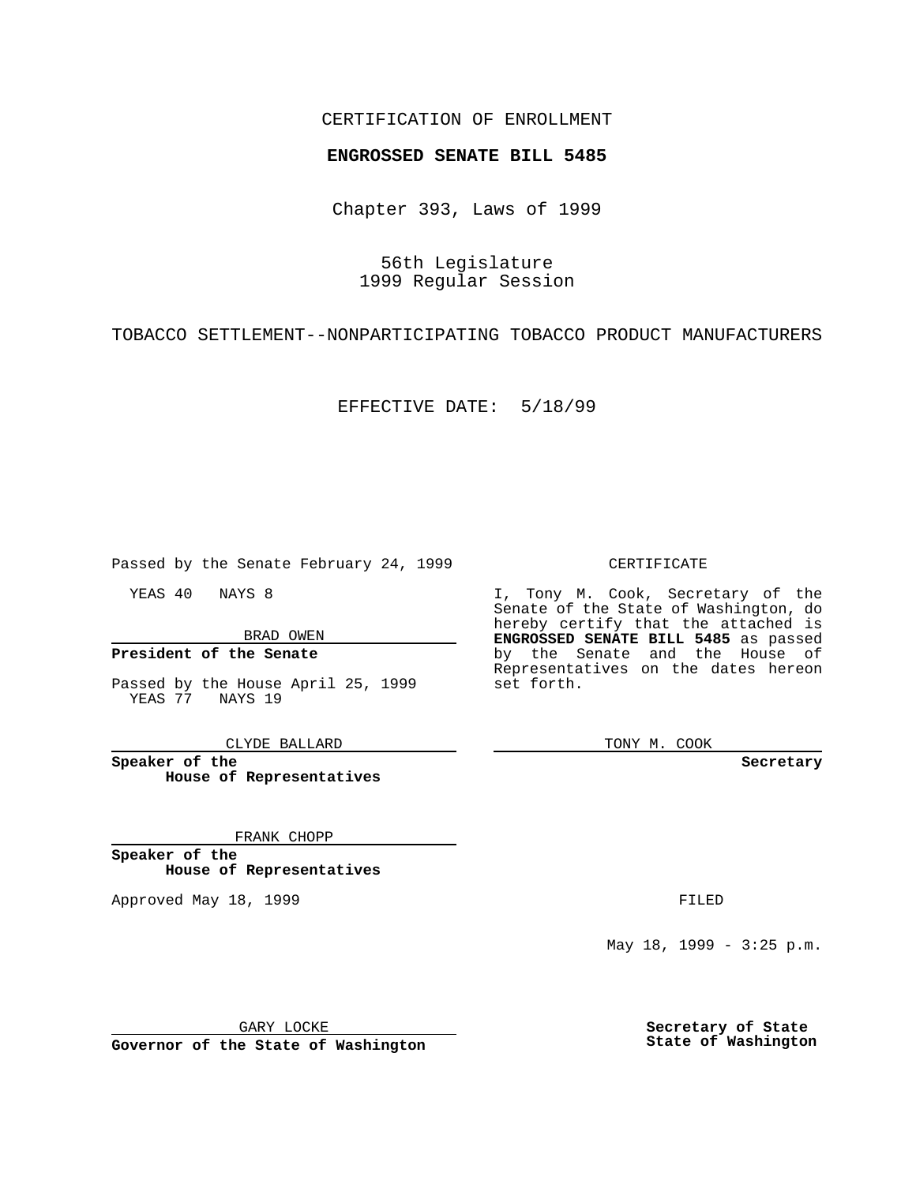CERTIFICATION OF ENROLLMENT

**ENGROSSED SENATE BILL 5485**

Chapter 393, Laws of 1999

56th Legislature
1999 Regular Session

TOBACCO SETTLEMENT--NONPARTICIPATING TOBACCO PRODUCT MANUFACTURERS

EFFECTIVE DATE: 5/18/99

Passed by the Senate February 24, 1999

YEAS 40 NAYS 8

BRAD OWEN

**President of the Senate**

Passed by the House April 25, 1999
YEAS 77 NAYS 19

CLYDE BALLARD

**Speaker of the House of Representatives**

FRANK CHOPP

**Speaker of the House of Representatives**

Approved May 18, 1999

GARY LOCKE

**Governor of the State of Washington**

CERTIFICATE

I, Tony M. Cook, Secretary of the Senate of the State of Washington, do hereby certify that the attached is **ENGROSSED SENATE BILL 5485** as passed by the Senate and the House of Representatives on the dates hereon set forth.

TONY M. COOK

**Secretary**

FILED

May 18, 1999 - 3:25 p.m.

**Secretary of State**
**State of Washington**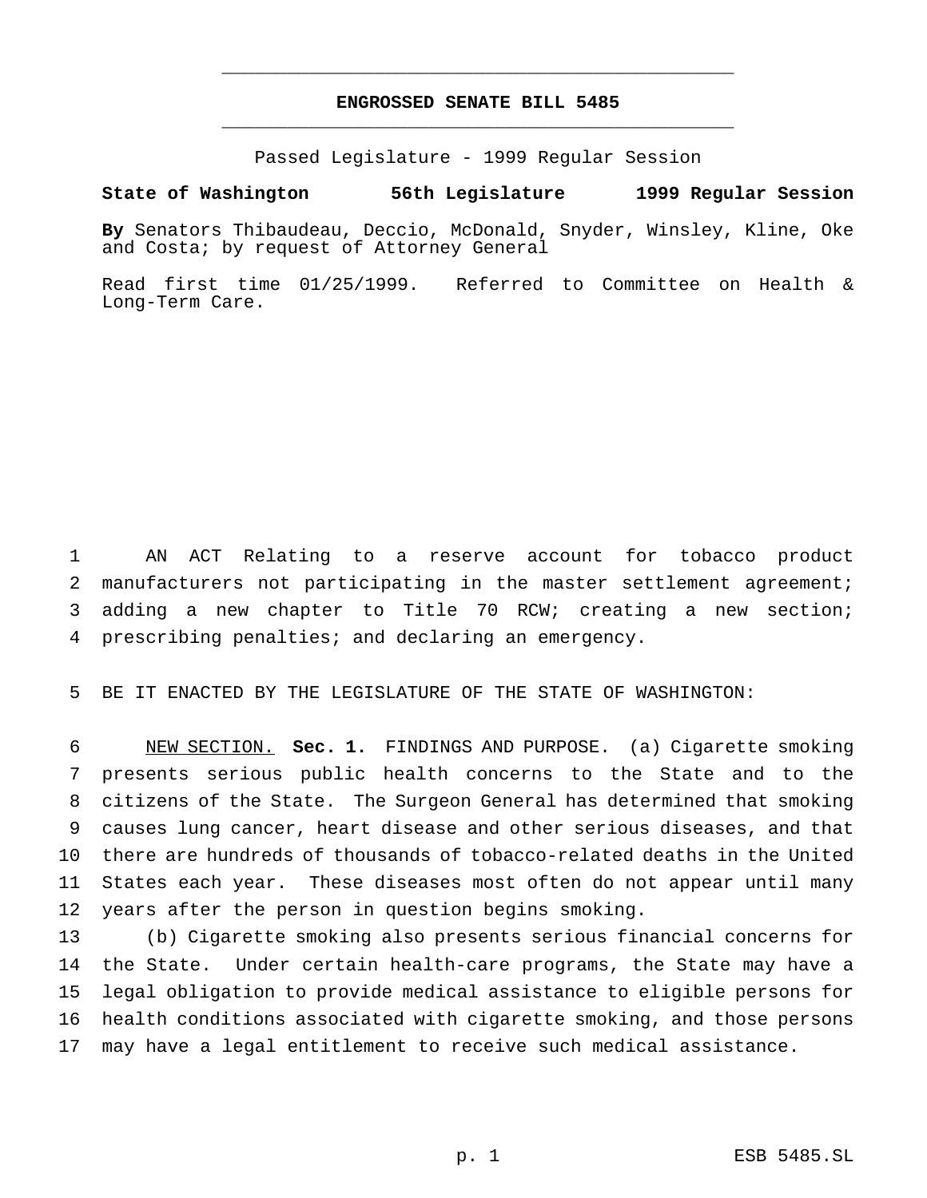# ENGROSSED SENATE BILL 5485

Passed Legislature - 1999 Regular Session

**State of Washington 56th Legislature 1999 Regular Session**

**By** Senators Thibaudeau, Deccio, McDonald, Snyder, Winsley, Kline, Oke and Costa; by request of Attorney General

Read first time 01/25/1999. Referred to Committee on Health & Long-Term Care.

AN ACT Relating to a reserve account for tobacco product manufacturers not participating in the master settlement agreement; adding a new chapter to Title 70 RCW; creating a new section; prescribing penalties; and declaring an emergency.

BE IT ENACTED BY THE LEGISLATURE OF THE STATE OF WASHINGTON:

NEW SECTION. **Sec. 1.** FINDINGS AND PURPOSE. (a) Cigarette smoking presents serious public health concerns to the State and to the citizens of the State. The Surgeon General has determined that smoking causes lung cancer, heart disease and other serious diseases, and that there are hundreds of thousands of tobacco-related deaths in the United States each year. These diseases most often do not appear until many years after the person in question begins smoking.

(b) Cigarette smoking also presents serious financial concerns for the State. Under certain health-care programs, the State may have a legal obligation to provide medical assistance to eligible persons for health conditions associated with cigarette smoking, and those persons may have a legal entitlement to receive such medical assistance.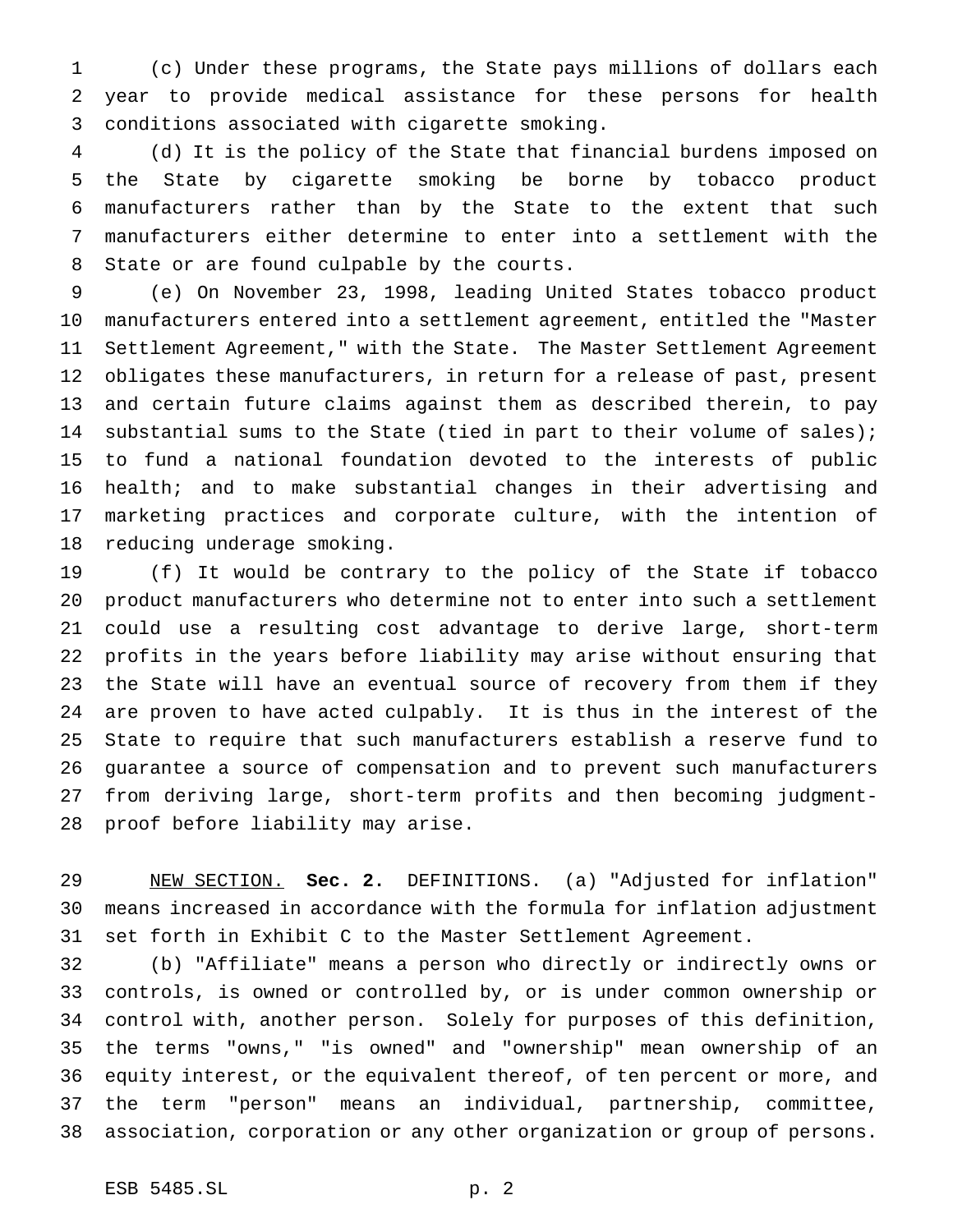(c) Under these programs, the State pays millions of dollars each year to provide medical assistance for these persons for health conditions associated with cigarette smoking.

(d) It is the policy of the State that financial burdens imposed on the State by cigarette smoking be borne by tobacco product manufacturers rather than by the State to the extent that such manufacturers either determine to enter into a settlement with the State or are found culpable by the courts.

(e) On November 23, 1998, leading United States tobacco product manufacturers entered into a settlement agreement, entitled the "Master Settlement Agreement," with the State. The Master Settlement Agreement obligates these manufacturers, in return for a release of past, present and certain future claims against them as described therein, to pay substantial sums to the State (tied in part to their volume of sales); to fund a national foundation devoted to the interests of public health; and to make substantial changes in their advertising and marketing practices and corporate culture, with the intention of reducing underage smoking.

(f) It would be contrary to the policy of the State if tobacco product manufacturers who determine not to enter into such a settlement could use a resulting cost advantage to derive large, short-term profits in the years before liability may arise without ensuring that the State will have an eventual source of recovery from them if they are proven to have acted culpably. It is thus in the interest of the State to require that such manufacturers establish a reserve fund to guarantee a source of compensation and to prevent such manufacturers from deriving large, short-term profits and then becoming judgment-proof before liability may arise.

NEW SECTION. **Sec. 2.** DEFINITIONS. (a) "Adjusted for inflation" means increased in accordance with the formula for inflation adjustment set forth in Exhibit C to the Master Settlement Agreement.

(b) "Affiliate" means a person who directly or indirectly owns or controls, is owned or controlled by, or is under common ownership or control with, another person. Solely for purposes of this definition, the terms "owns," "is owned" and "ownership" mean ownership of an equity interest, or the equivalent thereof, of ten percent or more, and the term "person" means an individual, partnership, committee, association, corporation or any other organization or group of persons.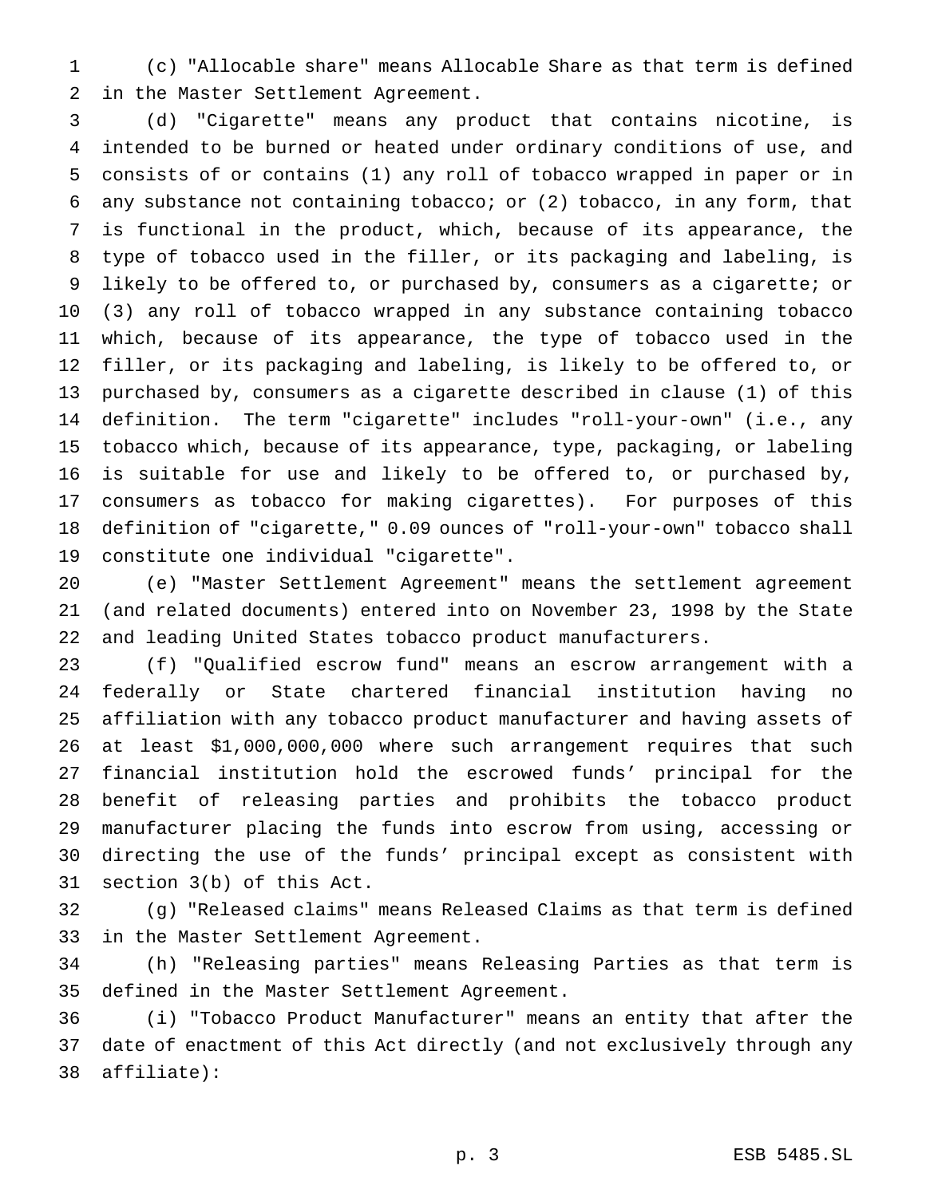(c) "Allocable share" means Allocable Share as that term is defined in the Master Settlement Agreement.

(d) "Cigarette" means any product that contains nicotine, is intended to be burned or heated under ordinary conditions of use, and consists of or contains (1) any roll of tobacco wrapped in paper or in any substance not containing tobacco; or (2) tobacco, in any form, that is functional in the product, which, because of its appearance, the type of tobacco used in the filler, or its packaging and labeling, is likely to be offered to, or purchased by, consumers as a cigarette; or (3) any roll of tobacco wrapped in any substance containing tobacco which, because of its appearance, the type of tobacco used in the filler, or its packaging and labeling, is likely to be offered to, or purchased by, consumers as a cigarette described in clause (1) of this definition. The term "cigarette" includes "roll-your-own" (i.e., any tobacco which, because of its appearance, type, packaging, or labeling is suitable for use and likely to be offered to, or purchased by, consumers as tobacco for making cigarettes). For purposes of this definition of "cigarette," 0.09 ounces of "roll-your-own" tobacco shall constitute one individual "cigarette".

(e) "Master Settlement Agreement" means the settlement agreement (and related documents) entered into on November 23, 1998 by the State and leading United States tobacco product manufacturers.

(f) "Qualified escrow fund" means an escrow arrangement with a federally or State chartered financial institution having no affiliation with any tobacco product manufacturer and having assets of at least $1,000,000,000 where such arrangement requires that such financial institution hold the escrowed funds' principal for the benefit of releasing parties and prohibits the tobacco product manufacturer placing the funds into escrow from using, accessing or directing the use of the funds' principal except as consistent with section 3(b) of this Act.

(g) "Released claims" means Released Claims as that term is defined in the Master Settlement Agreement.

(h) "Releasing parties" means Releasing Parties as that term is defined in the Master Settlement Agreement.

(i) "Tobacco Product Manufacturer" means an entity that after the date of enactment of this Act directly (and not exclusively through any affiliate):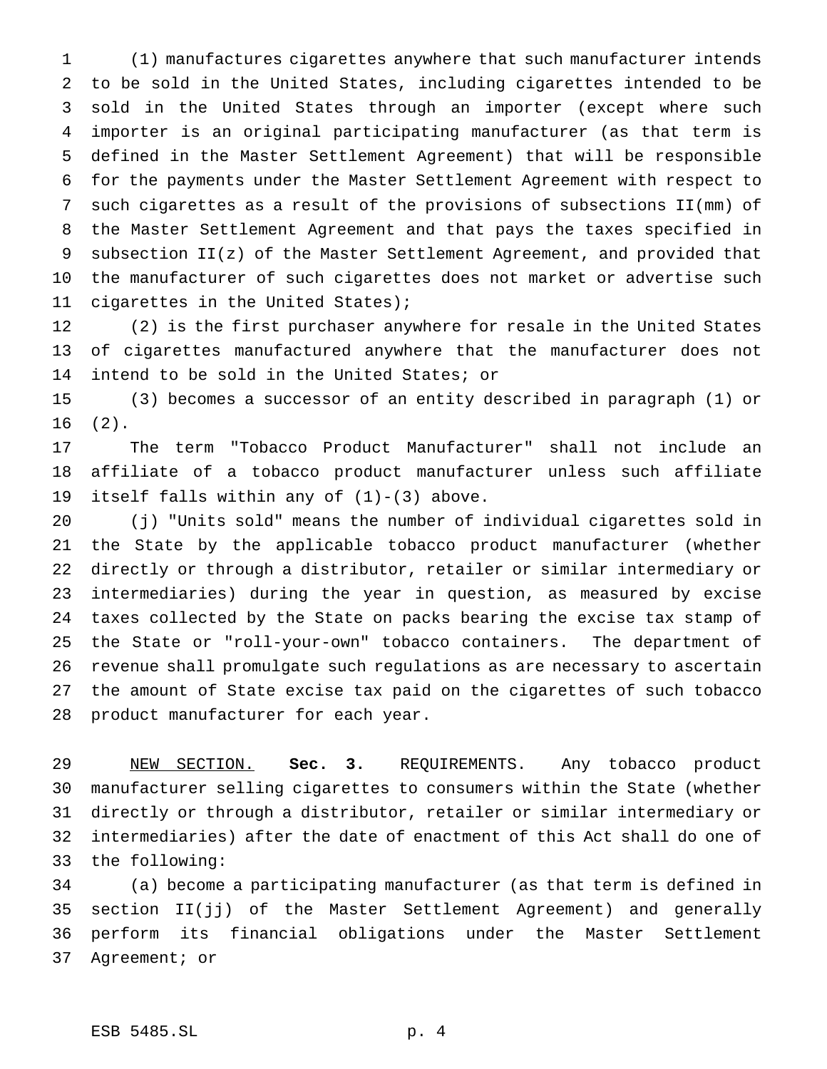(1) manufactures cigarettes anywhere that such manufacturer intends to be sold in the United States, including cigarettes intended to be sold in the United States through an importer (except where such importer is an original participating manufacturer (as that term is defined in the Master Settlement Agreement) that will be responsible for the payments under the Master Settlement Agreement with respect to such cigarettes as a result of the provisions of subsections II(mm) of the Master Settlement Agreement and that pays the taxes specified in subsection II(z) of the Master Settlement Agreement, and provided that the manufacturer of such cigarettes does not market or advertise such cigarettes in the United States);

(2) is the first purchaser anywhere for resale in the United States of cigarettes manufactured anywhere that the manufacturer does not intend to be sold in the United States; or

(3) becomes a successor of an entity described in paragraph (1) or (2).

The term "Tobacco Product Manufacturer" shall not include an affiliate of a tobacco product manufacturer unless such affiliate itself falls within any of (1)-(3) above.

(j) "Units sold" means the number of individual cigarettes sold in the State by the applicable tobacco product manufacturer (whether directly or through a distributor, retailer or similar intermediary or intermediaries) during the year in question, as measured by excise taxes collected by the State on packs bearing the excise tax stamp of the State or "roll-your-own" tobacco containers. The department of revenue shall promulgate such regulations as are necessary to ascertain the amount of State excise tax paid on the cigarettes of such tobacco product manufacturer for each year.

NEW SECTION. **Sec. 3.** REQUIREMENTS. Any tobacco product manufacturer selling cigarettes to consumers within the State (whether directly or through a distributor, retailer or similar intermediary or intermediaries) after the date of enactment of this Act shall do one of the following:

(a) become a participating manufacturer (as that term is defined in section II(jj) of the Master Settlement Agreement) and generally perform its financial obligations under the Master Settlement Agreement; or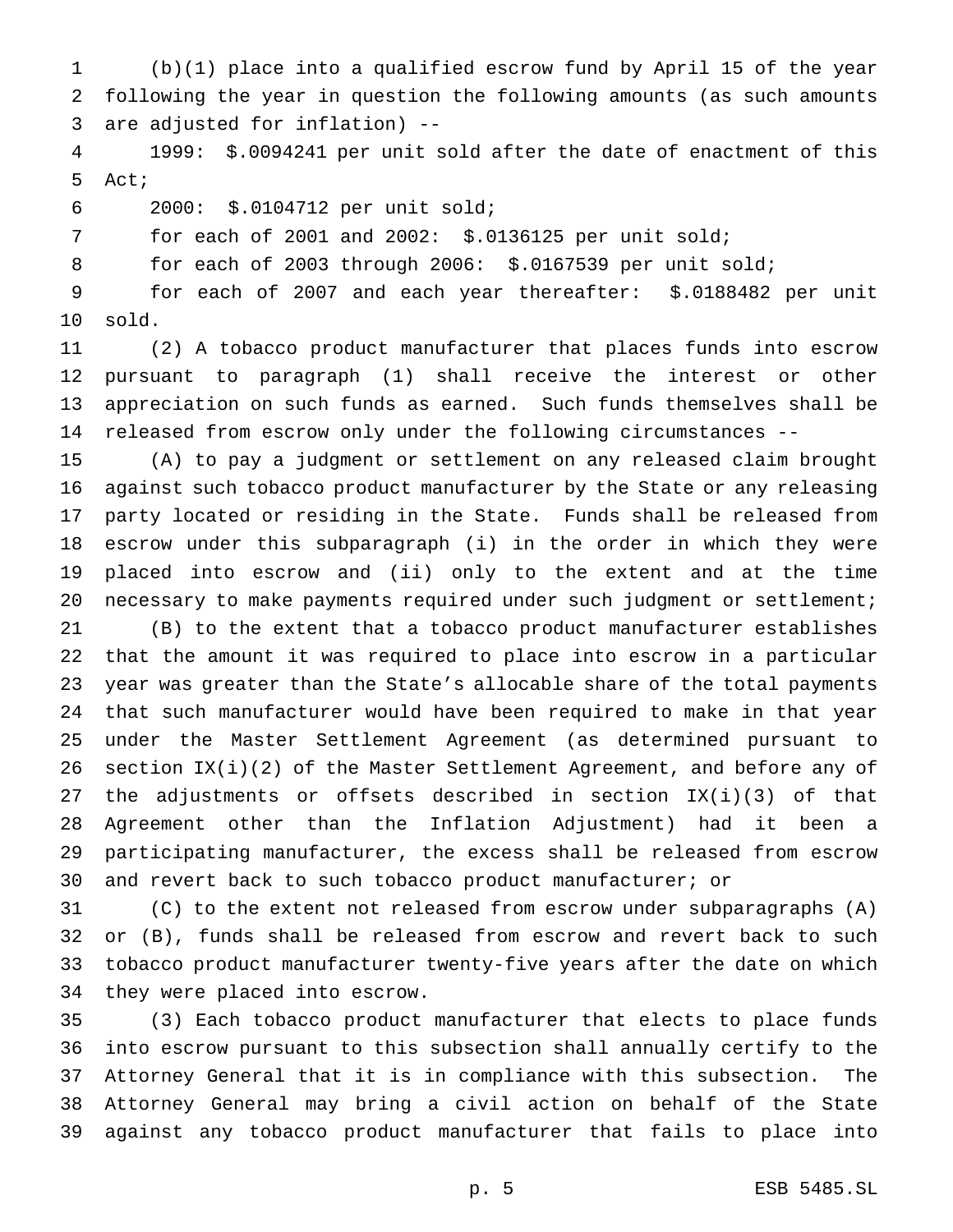(b)(1) place into a qualified escrow fund by April 15 of the year following the year in question the following amounts (as such amounts are adjusted for inflation) --

1999: $.0094241 per unit sold after the date of enactment of this Act;

2000: $.0104712 per unit sold;

for each of 2001 and 2002: $.0136125 per unit sold;

for each of 2003 through 2006: $.0167539 per unit sold;

for each of 2007 and each year thereafter: $.0188482 per unit sold.

(2) A tobacco product manufacturer that places funds into escrow pursuant to paragraph (1) shall receive the interest or other appreciation on such funds as earned. Such funds themselves shall be released from escrow only under the following circumstances --

(A) to pay a judgment or settlement on any released claim brought against such tobacco product manufacturer by the State or any releasing party located or residing in the State. Funds shall be released from escrow under this subparagraph (i) in the order in which they were placed into escrow and (ii) only to the extent and at the time necessary to make payments required under such judgment or settlement;

(B) to the extent that a tobacco product manufacturer establishes that the amount it was required to place into escrow in a particular year was greater than the State's allocable share of the total payments that such manufacturer would have been required to make in that year under the Master Settlement Agreement (as determined pursuant to section IX(i)(2) of the Master Settlement Agreement, and before any of the adjustments or offsets described in section IX(i)(3) of that Agreement other than the Inflation Adjustment) had it been a participating manufacturer, the excess shall be released from escrow and revert back to such tobacco product manufacturer; or

(C) to the extent not released from escrow under subparagraphs (A) or (B), funds shall be released from escrow and revert back to such tobacco product manufacturer twenty-five years after the date on which they were placed into escrow.

(3) Each tobacco product manufacturer that elects to place funds into escrow pursuant to this subsection shall annually certify to the Attorney General that it is in compliance with this subsection. The Attorney General may bring a civil action on behalf of the State against any tobacco product manufacturer that fails to place into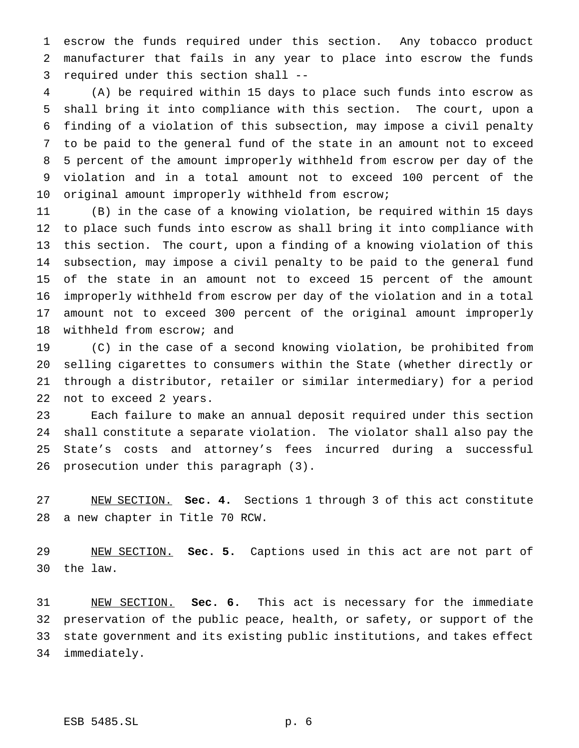escrow the funds required under this section. Any tobacco product manufacturer that fails in any year to place into escrow the funds required under this section shall --

(A) be required within 15 days to place such funds into escrow as shall bring it into compliance with this section. The court, upon a finding of a violation of this subsection, may impose a civil penalty to be paid to the general fund of the state in an amount not to exceed 5 percent of the amount improperly withheld from escrow per day of the violation and in a total amount not to exceed 100 percent of the original amount improperly withheld from escrow;

(B) in the case of a knowing violation, be required within 15 days to place such funds into escrow as shall bring it into compliance with this section. The court, upon a finding of a knowing violation of this subsection, may impose a civil penalty to be paid to the general fund of the state in an amount not to exceed 15 percent of the amount improperly withheld from escrow per day of the violation and in a total amount not to exceed 300 percent of the original amount improperly withheld from escrow; and

(C) in the case of a second knowing violation, be prohibited from selling cigarettes to consumers within the State (whether directly or through a distributor, retailer or similar intermediary) for a period not to exceed 2 years.

Each failure to make an annual deposit required under this section shall constitute a separate violation. The violator shall also pay the State's costs and attorney's fees incurred during a successful prosecution under this paragraph (3).

NEW SECTION. **Sec. 4.** Sections 1 through 3 of this act constitute a new chapter in Title 70 RCW.

NEW SECTION. **Sec. 5.** Captions used in this act are not part of the law.

NEW SECTION. **Sec. 6.** This act is necessary for the immediate preservation of the public peace, health, or safety, or support of the state government and its existing public institutions, and takes effect immediately.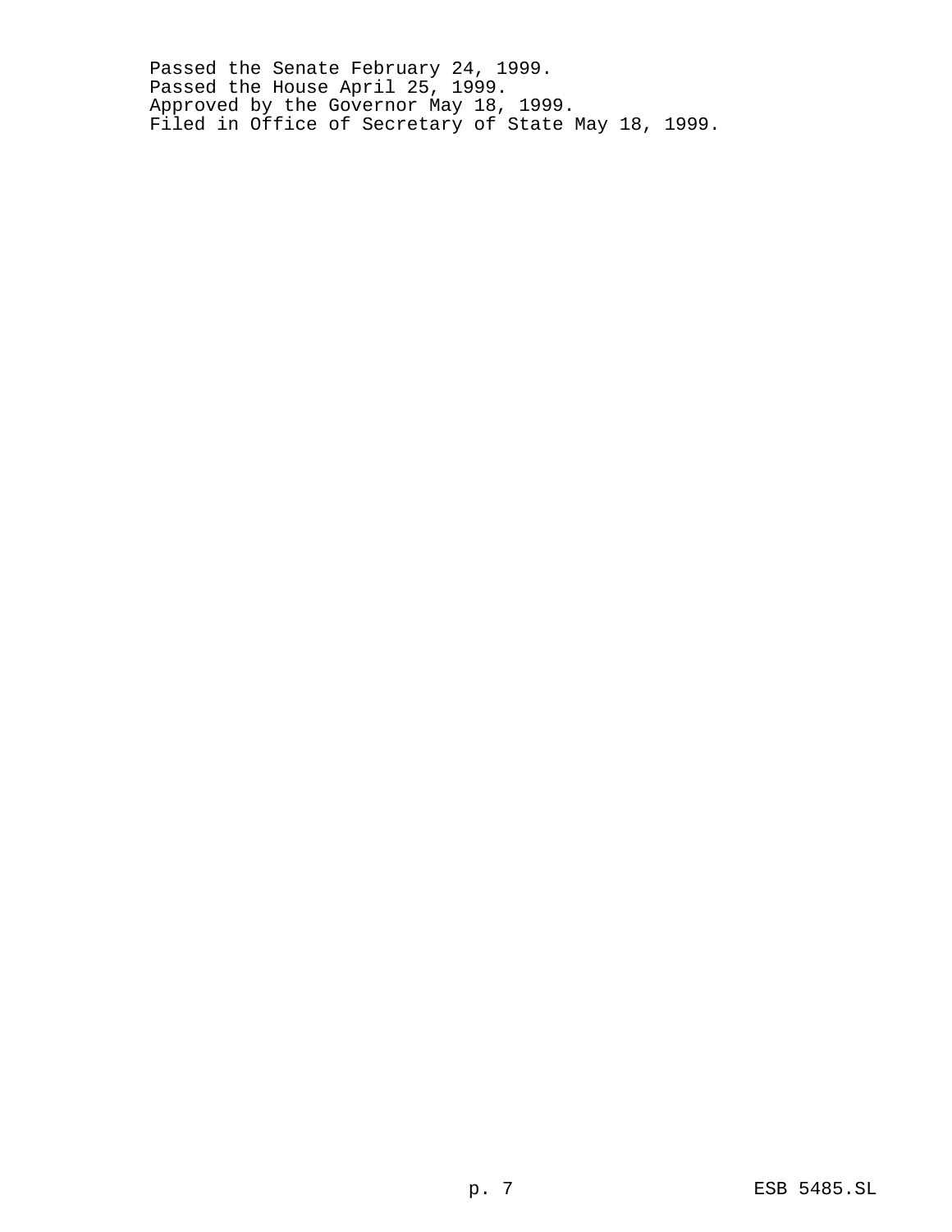Passed the Senate February 24, 1999.
Passed the House April 25, 1999.
Approved by the Governor May 18, 1999.
Filed in Office of Secretary of State May 18, 1999.